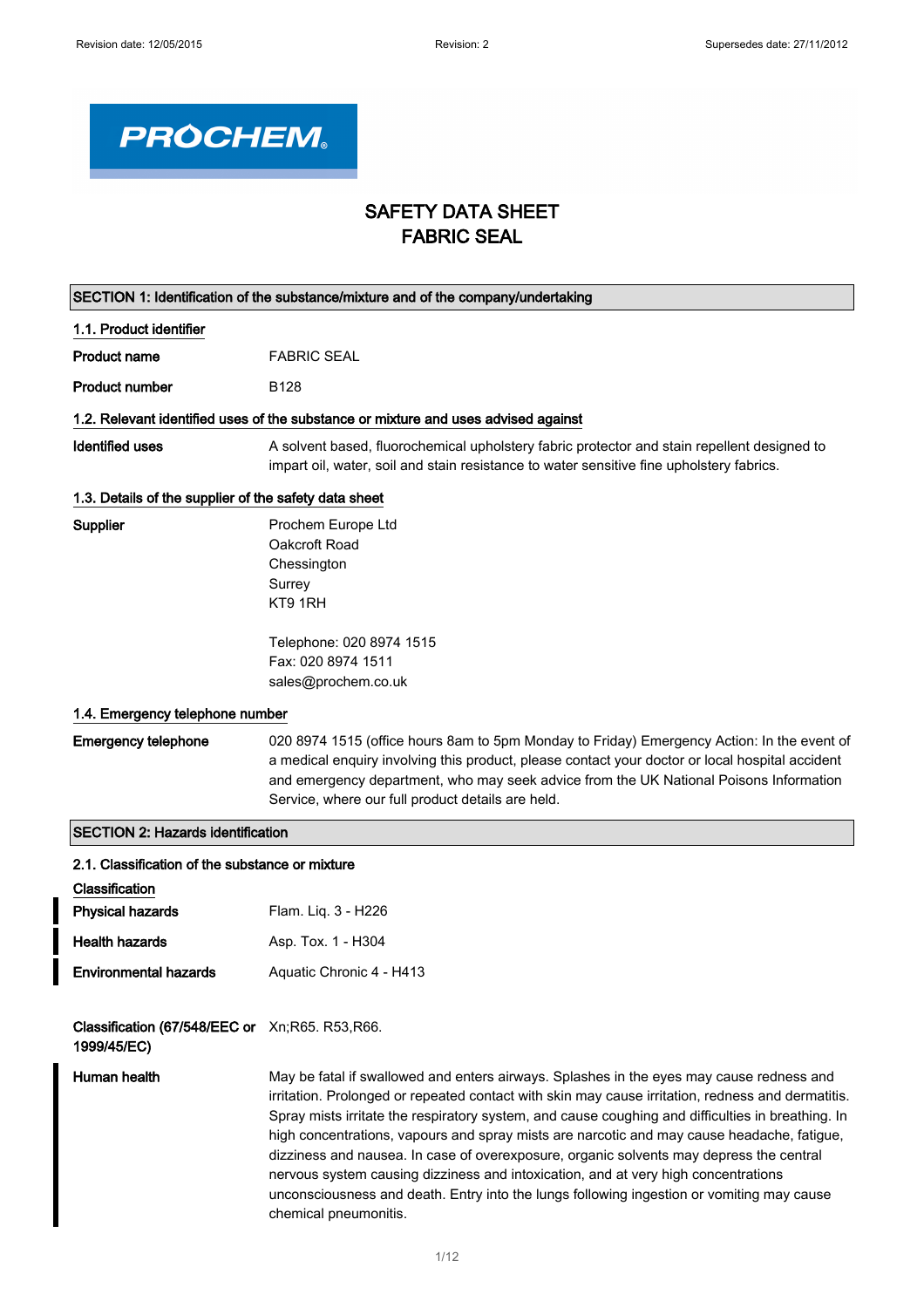PROCHEM

# SAFETY DATA SHEET
# FABRIC SEAL

## SECTION 1: Identification of the substance/mixture and of the company/undertaking

### 1.1. Product identifier

**Product name** FABRIC SEAL

**Product number** B128

### 1.2. Relevant identified uses of the substance or mixture and uses advised against

**Identified uses** A solvent based, fluorochemical upholstery fabric protector and stain repellent designed to impart oil, water, soil and stain resistance to water sensitive fine upholstery fabrics.

### 1.3. Details of the supplier of the safety data sheet

**Supplier**
Prochem Europe Ltd
Oakcroft Road
Chessington
Surrey
KT9 1RH

Telephone: 020 8974 1515
Fax: 020 8974 1511
sales@prochem.co.uk

### 1.4. Emergency telephone number

**Emergency telephone** 020 8974 1515 (office hours 8am to 5pm Monday to Friday) Emergency Action: In the event of a medical enquiry involving this product, please contact your doctor or local hospital accident and emergency department, who may seek advice from the UK National Poisons Information Service, where our full product details are held.

## SECTION 2: Hazards identification

### 2.1. Classification of the substance or mixture

**Classification**

**Physical hazards** Flam. Liq. 3 - H226

**Health hazards** Asp. Tox. 1 - H304

**Environmental hazards** Aquatic Chronic 4 - H413

**Classification (67/548/EEC or 1999/45/EC)** Xn;R65. R53,R66.

**Human health** May be fatal if swallowed and enters airways. Splashes in the eyes may cause redness and irritation. Prolonged or repeated contact with skin may cause irritation, redness and dermatitis. Spray mists irritate the respiratory system, and cause coughing and difficulties in breathing. In high concentrations, vapours and spray mists are narcotic and may cause headache, fatigue, dizziness and nausea. In case of overexposure, organic solvents may depress the central nervous system causing dizziness and intoxication, and at very high concentrations unconsciousness and death. Entry into the lungs following ingestion or vomiting may cause chemical pneumonitis.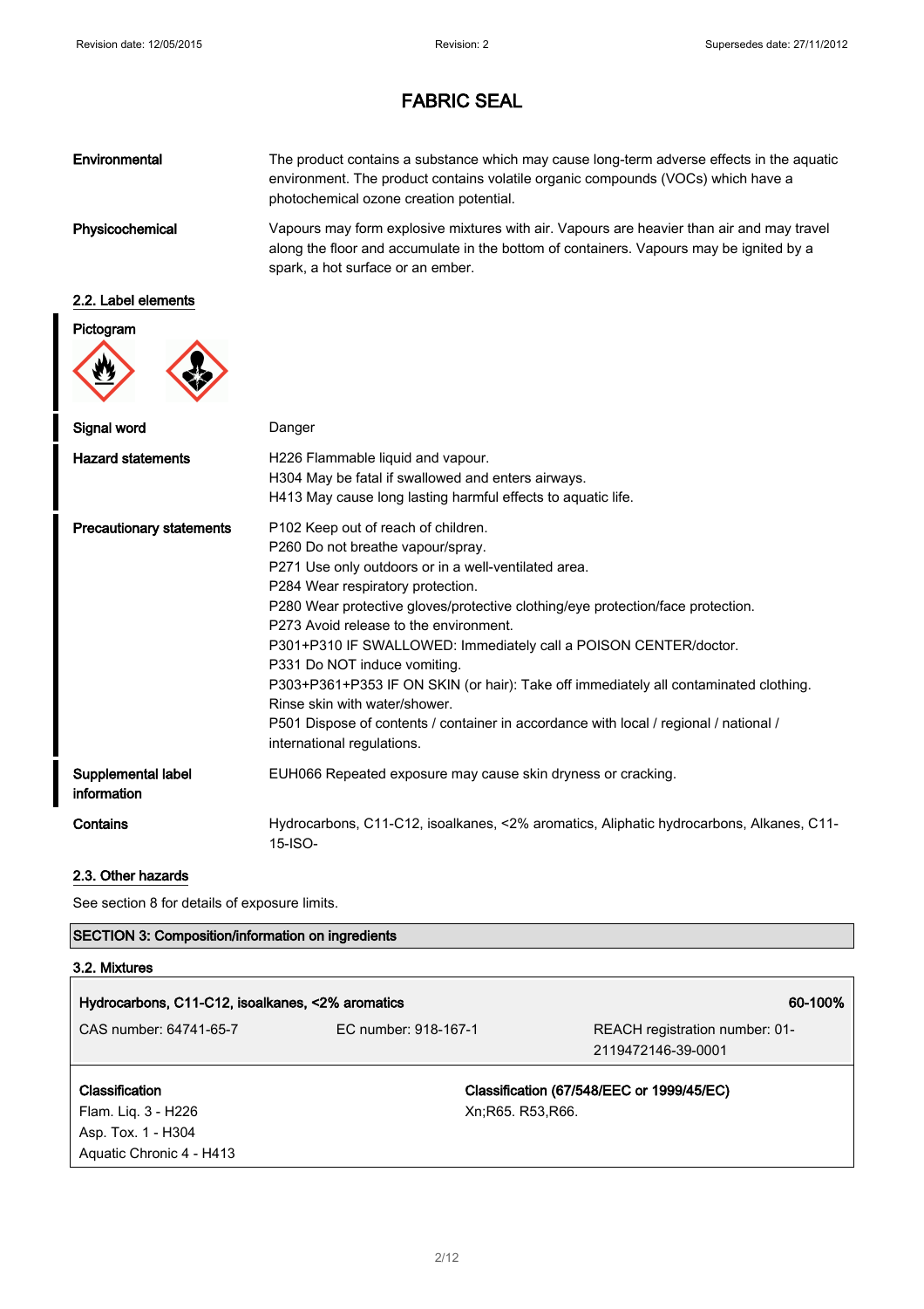## FABRIC SEAL

**Environmental** The product contains a substance which may cause long-term adverse effects in the aquatic environment. The product contains volatile organic compounds (VOCs) which have a photochemical ozone creation potential.

**Physicochemical** Vapours may form explosive mixtures with air. Vapours are heavier than air and may travel along the floor and accumulate in the bottom of containers. Vapours may be ignited by a spark, a hot surface or an ember.

### 2.2. Label elements

**Pictogram**

**Signal word** Danger

**Hazard statements**
H226 Flammable liquid and vapour.
H304 May be fatal if swallowed and enters airways.
H413 May cause long lasting harmful effects to aquatic life.

**Precautionary statements**
P102 Keep out of reach of children.
P260 Do not breathe vapour/spray.
P271 Use only outdoors or in a well-ventilated area.
P284 Wear respiratory protection.
P280 Wear protective gloves/protective clothing/eye protection/face protection.
P273 Avoid release to the environment.
P301+P310 IF SWALLOWED: Immediately call a POISON CENTER/doctor.
P331 Do NOT induce vomiting.
P303+P361+P353 IF ON SKIN (or hair): Take off immediately all contaminated clothing. Rinse skin with water/shower.
P501 Dispose of contents / container in accordance with local / regional / national / international regulations.

**Supplemental label information** EUH066 Repeated exposure may cause skin dryness or cracking.

**Contains** Hydrocarbons, C11-C12, isoalkanes, <2% aromatics, Aliphatic hydrocarbons, Alkanes, C11-15-ISO-

### 2.3. Other hazards

See section 8 for details of exposure limits.

## SECTION 3: Composition/information on ingredients

### 3.2. Mixtures

| **Hydrocarbons, C11-C12, isoalkanes, <2% aromatics** | | **60-100%** |
|---|---|---|
| CAS number: 64741-65-7 | EC number: 918-167-1 | REACH registration number: 01-2119472146-39-0001 |

| **Classification** | **Classification (67/548/EEC or 1999/45/EC)** |
|---|---|
| Flam. Liq. 3 - H226<br>Asp. Tox. 1 - H304<br>Aquatic Chronic 4 - H413 | Xn;R65. R53,R66. |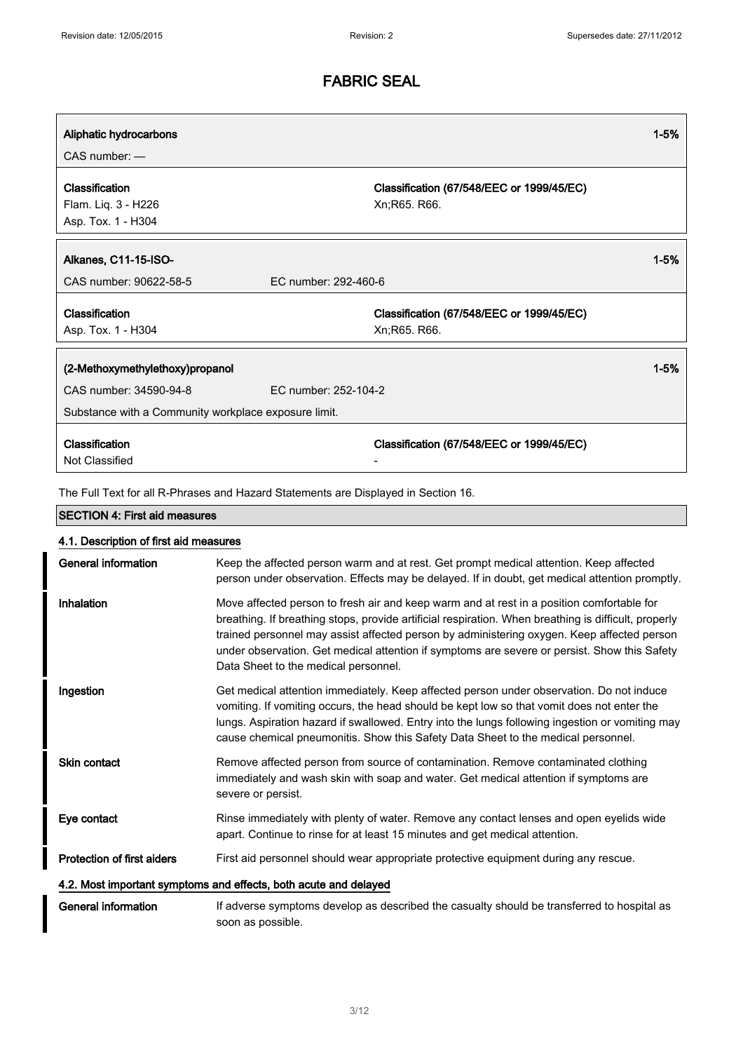# FABRIC SEAL

| Aliphatic hydrocarbons | | 1-5% |
|---|---|---|
| CAS number: — | | |
| **Classification** | **Classification (67/548/EEC or 1999/45/EC)** | |
| Flam. Liq. 3 - H226<br>Asp. Tox. 1 - H304 | Xn;R65. R66. | |

| Alkanes, C11-15-ISO- | | 1-5% |
|---|---|---|
| CAS number: 90622-58-5 | EC number: 292-460-6 | |
| **Classification** | **Classification (67/548/EEC or 1999/45/EC)** | |
| Asp. Tox. 1 - H304 | Xn;R65. R66. | |

| (2-Methoxymethylethoxy)propanol | | 1-5% |
|---|---|---|
| CAS number: 34590-94-8 | EC number: 252-104-2 | |
| Substance with a Community workplace exposure limit. | | |
| **Classification** | **Classification (67/548/EEC or 1999/45/EC)** | |
| Not Classified | - | |

The Full Text for all R-Phrases and Hazard Statements are Displayed in Section 16.

## SECTION 4: First aid measures

### 4.1. Description of first aid measures

**General information** Keep the affected person warm and at rest. Get prompt medical attention. Keep affected person under observation. Effects may be delayed. If in doubt, get medical attention promptly.

**Inhalation** Move affected person to fresh air and keep warm and at rest in a position comfortable for breathing. If breathing stops, provide artificial respiration. When breathing is difficult, properly trained personnel may assist affected person by administering oxygen. Keep affected person under observation. Get medical attention if symptoms are severe or persist. Show this Safety Data Sheet to the medical personnel.

**Ingestion** Get medical attention immediately. Keep affected person under observation. Do not induce vomiting. If vomiting occurs, the head should be kept low so that vomit does not enter the lungs. Aspiration hazard if swallowed. Entry into the lungs following ingestion or vomiting may cause chemical pneumonitis. Show this Safety Data Sheet to the medical personnel.

**Skin contact** Remove affected person from source of contamination. Remove contaminated clothing immediately and wash skin with soap and water. Get medical attention if symptoms are severe or persist.

**Eye contact** Rinse immediately with plenty of water. Remove any contact lenses and open eyelids wide apart. Continue to rinse for at least 15 minutes and get medical attention.

**Protection of first aiders** First aid personnel should wear appropriate protective equipment during any rescue.

### 4.2. Most important symptoms and effects, both acute and delayed

**General information** If adverse symptoms develop as described the casualty should be transferred to hospital as soon as possible.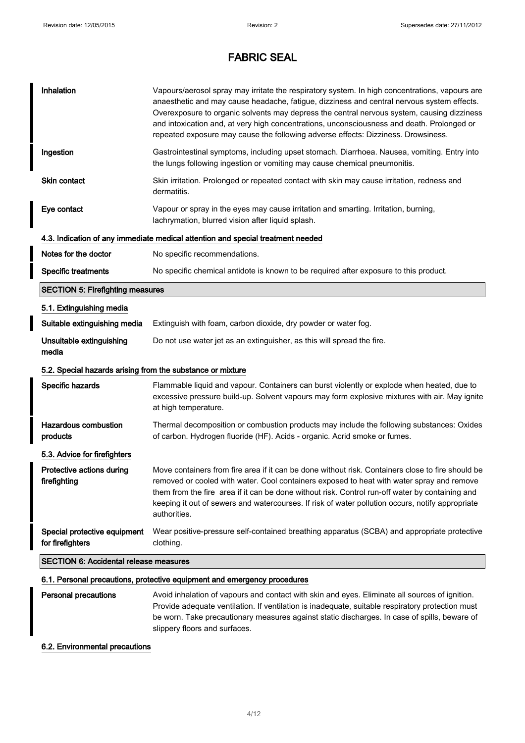# FABRIC SEAL

| | |
|---|---|
| **Inhalation** | Vapours/aerosol spray may irritate the respiratory system. In high concentrations, vapours are anaesthetic and may cause headache, fatigue, dizziness and central nervous system effects. Overexposure to organic solvents may depress the central nervous system, causing dizziness and intoxication and, at very high concentrations, unconsciousness and death. Prolonged or repeated exposure may cause the following adverse effects: Dizziness. Drowsiness. |
| **Ingestion** | Gastrointestinal symptoms, including upset stomach. Diarrhoea. Nausea, vomiting. Entry into the lungs following ingestion or vomiting may cause chemical pneumonitis. |
| **Skin contact** | Skin irritation. Prolonged or repeated contact with skin may cause irritation, redness and dermatitis. |
| **Eye contact** | Vapour or spray in the eyes may cause irritation and smarting. Irritation, burning, lachrymation, blurred vision after liquid splash. |

### 4.3. Indication of any immediate medical attention and special treatment needed

| | |
|---|---|
| **Notes for the doctor** | No specific recommendations. |
| **Specific treatments** | No specific chemical antidote is known to be required after exposure to this product. |

## SECTION 5: Firefighting measures

### 5.1. Extinguishing media

| | |
|---|---|
| **Suitable extinguishing media** | Extinguish with foam, carbon dioxide, dry powder or water fog. |
| **Unsuitable extinguishing media** | Do not use water jet as an extinguisher, as this will spread the fire. |

### 5.2. Special hazards arising from the substance or mixture

| | |
|---|---|
| **Specific hazards** | Flammable liquid and vapour. Containers can burst violently or explode when heated, due to excessive pressure build-up. Solvent vapours may form explosive mixtures with air. May ignite at high temperature. |
| **Hazardous combustion products** | Thermal decomposition or combustion products may include the following substances: Oxides of carbon. Hydrogen fluoride (HF). Acids - organic. Acrid smoke or fumes. |

### 5.3. Advice for firefighters

| | |
|---|---|
| **Protective actions during firefighting** | Move containers from fire area if it can be done without risk. Containers close to fire should be removed or cooled with water. Cool containers exposed to heat with water spray and remove them from the fire area if it can be done without risk. Control run-off water by containing and keeping it out of sewers and watercourses. If risk of water pollution occurs, notify appropriate authorities. |
| **Special protective equipment for firefighters** | Wear positive-pressure self-contained breathing apparatus (SCBA) and appropriate protective clothing. |

## SECTION 6: Accidental release measures

### 6.1. Personal precautions, protective equipment and emergency procedures

| | |
|---|---|
| **Personal precautions** | Avoid inhalation of vapours and contact with skin and eyes. Eliminate all sources of ignition. Provide adequate ventilation. If ventilation is inadequate, suitable respiratory protection must be worn. Take precautionary measures against static discharges. In case of spills, beware of slippery floors and surfaces. |

### 6.2. Environmental precautions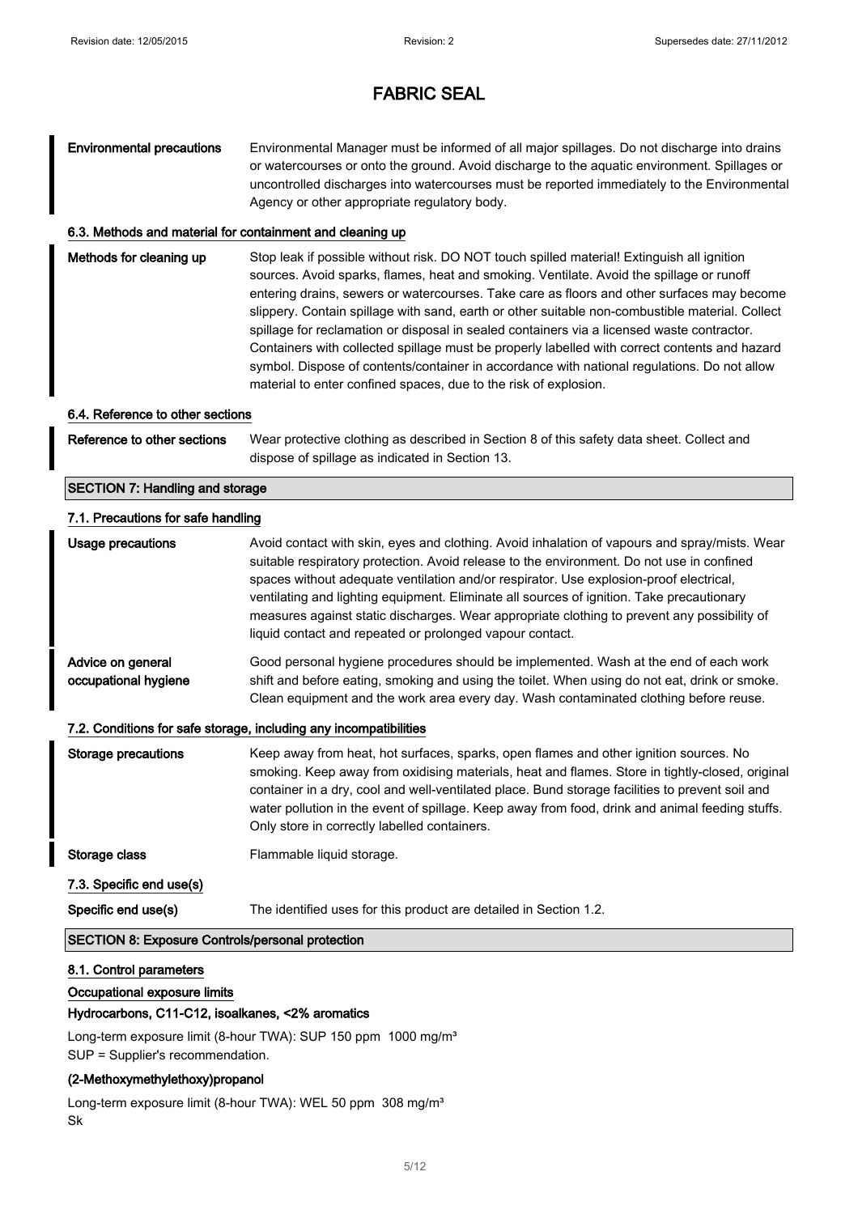# FABRIC SEAL

**Environmental precautions** Environmental Manager must be informed of all major spillages. Do not discharge into drains or watercourses or onto the ground. Avoid discharge to the aquatic environment. Spillages or uncontrolled discharges into watercourses must be reported immediately to the Environmental Agency or other appropriate regulatory body.

### 6.3. Methods and material for containment and cleaning up

**Methods for cleaning up** Stop leak if possible without risk. DO NOT touch spilled material! Extinguish all ignition sources. Avoid sparks, flames, heat and smoking. Ventilate. Avoid the spillage or runoff entering drains, sewers or watercourses. Take care as floors and other surfaces may become slippery. Contain spillage with sand, earth or other suitable non-combustible material. Collect spillage for reclamation or disposal in sealed containers via a licensed waste contractor. Containers with collected spillage must be properly labelled with correct contents and hazard symbol. Dispose of contents/container in accordance with national regulations. Do not allow material to enter confined spaces, due to the risk of explosion.

### 6.4. Reference to other sections

**Reference to other sections** Wear protective clothing as described in Section 8 of this safety data sheet. Collect and dispose of spillage as indicated in Section 13.

## SECTION 7: Handling and storage

### 7.1. Precautions for safe handling

**Usage precautions** Avoid contact with skin, eyes and clothing. Avoid inhalation of vapours and spray/mists. Wear suitable respiratory protection. Avoid release to the environment. Do not use in confined spaces without adequate ventilation and/or respirator. Use explosion-proof electrical, ventilating and lighting equipment. Eliminate all sources of ignition. Take precautionary measures against static discharges. Wear appropriate clothing to prevent any possibility of liquid contact and repeated or prolonged vapour contact.

**Advice on general occupational hygiene** Good personal hygiene procedures should be implemented. Wash at the end of each work shift and before eating, smoking and using the toilet. When using do not eat, drink or smoke. Clean equipment and the work area every day. Wash contaminated clothing before reuse.

### 7.2. Conditions for safe storage, including any incompatibilities

**Storage precautions** Keep away from heat, hot surfaces, sparks, open flames and other ignition sources. No smoking. Keep away from oxidising materials, heat and flames. Store in tightly-closed, original container in a dry, cool and well-ventilated place. Bund storage facilities to prevent soil and water pollution in the event of spillage. Keep away from food, drink and animal feeding stuffs. Only store in correctly labelled containers.

**Storage class** Flammable liquid storage.

### 7.3. Specific end use(s)

**Specific end use(s)** The identified uses for this product are detailed in Section 1.2.

## SECTION 8: Exposure Controls/personal protection

### 8.1. Control parameters

**Occupational exposure limits**

**Hydrocarbons, C11-C12, isoalkanes, <2% aromatics**

Long-term exposure limit (8-hour TWA): SUP 150 ppm 1000 mg/m³
SUP = Supplier's recommendation.

**(2-Methoxymethylethoxy)propanol**

Long-term exposure limit (8-hour TWA): WEL 50 ppm 308 mg/m³
Sk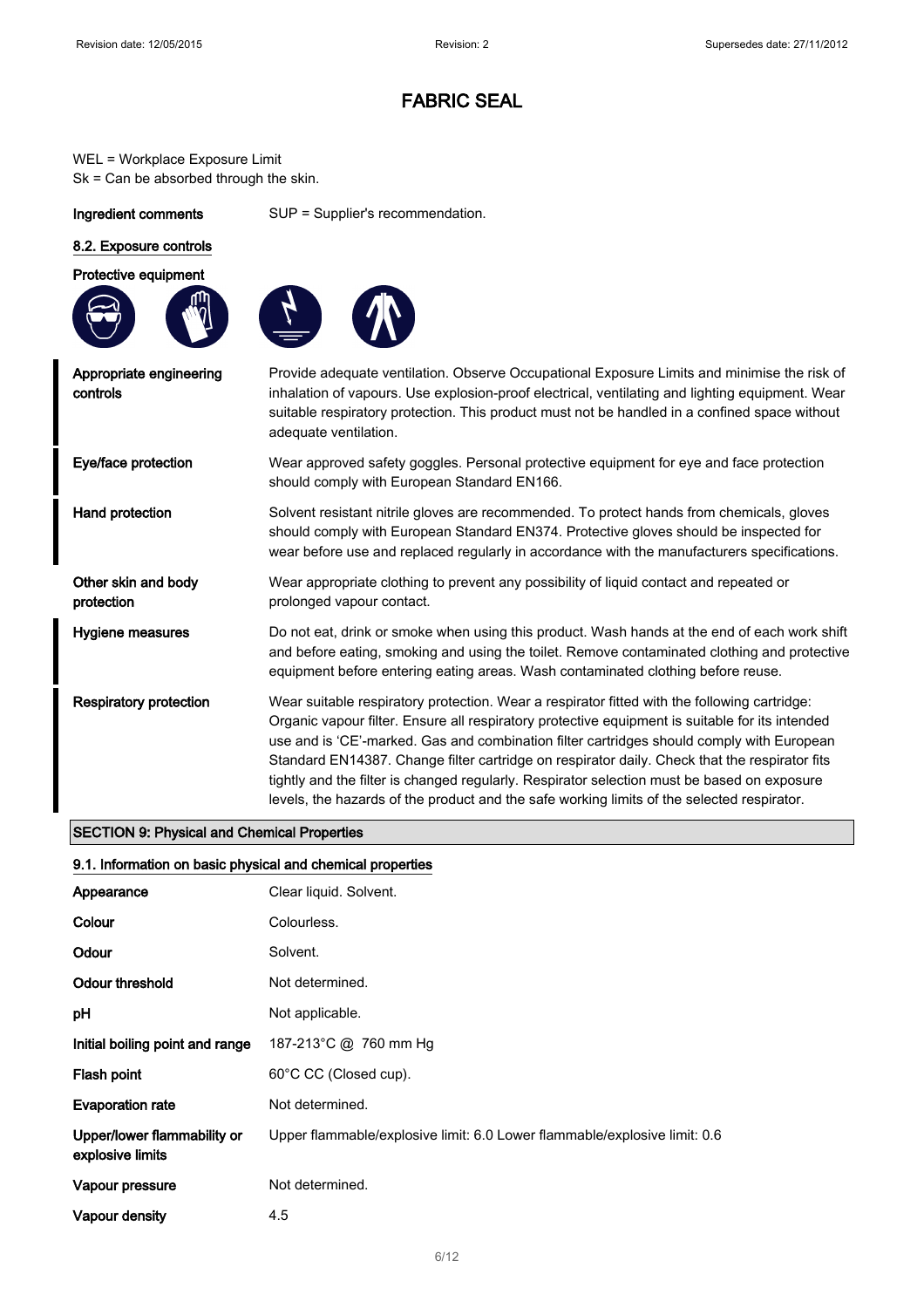# FABRIC SEAL

WEL = Workplace Exposure Limit
Sk = Can be absorbed through the skin.

**Ingredient comments** SUP = Supplier's recommendation.

### 8.2. Exposure controls

**Protective equipment**

| | |
|---|---|
| **Appropriate engineering controls** | Provide adequate ventilation. Observe Occupational Exposure Limits and minimise the risk of inhalation of vapours. Use explosion-proof electrical, ventilating and lighting equipment. Wear suitable respiratory protection. This product must not be handled in a confined space without adequate ventilation. |
| **Eye/face protection** | Wear approved safety goggles. Personal protective equipment for eye and face protection should comply with European Standard EN166. |
| **Hand protection** | Solvent resistant nitrile gloves are recommended. To protect hands from chemicals, gloves should comply with European Standard EN374. Protective gloves should be inspected for wear before use and replaced regularly in accordance with the manufacturers specifications. |
| **Other skin and body protection** | Wear appropriate clothing to prevent any possibility of liquid contact and repeated or prolonged vapour contact. |
| **Hygiene measures** | Do not eat, drink or smoke when using this product. Wash hands at the end of each work shift and before eating, smoking and using the toilet. Remove contaminated clothing and protective equipment before entering eating areas. Wash contaminated clothing before reuse. |
| **Respiratory protection** | Wear suitable respiratory protection. Wear a respirator fitted with the following cartridge: Organic vapour filter. Ensure all respiratory protective equipment is suitable for its intended use and is 'CE'-marked. Gas and combination filter cartridges should comply with European Standard EN14387. Change filter cartridge on respirator daily. Check that the respirator fits tightly and the filter is changed regularly. Respirator selection must be based on exposure levels, the hazards of the product and the safe working limits of the selected respirator. |

## SECTION 9: Physical and Chemical Properties

### 9.1. Information on basic physical and chemical properties

| | |
|---|---|
| **Appearance** | Clear liquid. Solvent. |
| **Colour** | Colourless. |
| **Odour** | Solvent. |
| **Odour threshold** | Not determined. |
| **pH** | Not applicable. |
| **Initial boiling point and range** | 187-213°C @ 760 mm Hg |
| **Flash point** | 60°C CC (Closed cup). |
| **Evaporation rate** | Not determined. |
| **Upper/lower flammability or explosive limits** | Upper flammable/explosive limit: 6.0 Lower flammable/explosive limit: 0.6 |
| **Vapour pressure** | Not determined. |
| **Vapour density** | 4.5 |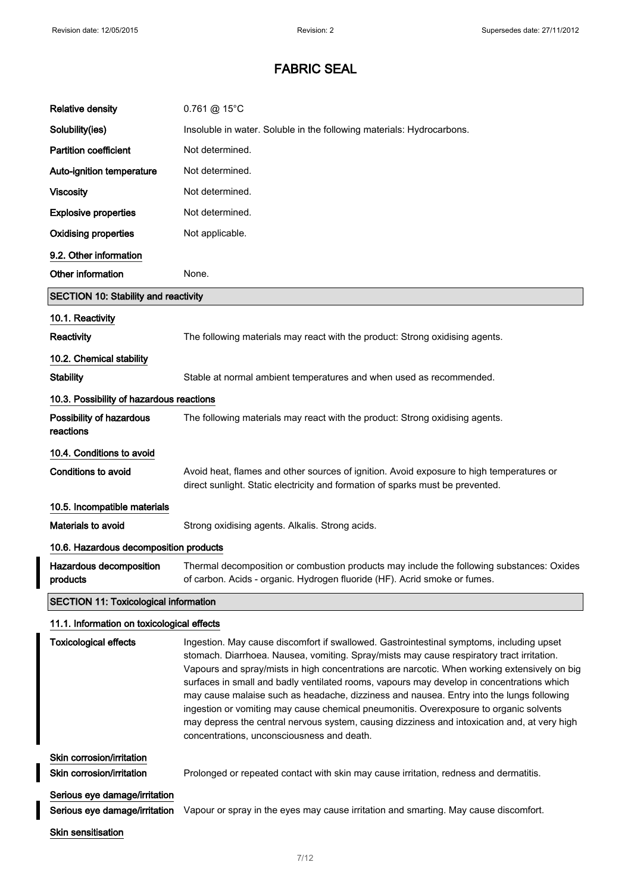# FABRIC SEAL

| | |
|---|---|
| **Relative density** | 0.761 @ 15°C |
| **Solubility(ies)** | Insoluble in water. Soluble in the following materials: Hydrocarbons. |
| **Partition coefficient** | Not determined. |
| **Auto-ignition temperature** | Not determined. |
| **Viscosity** | Not determined. |
| **Explosive properties** | Not determined. |
| **Oxidising properties** | Not applicable. |

**9.2. Other information**

| | |
|---|---|
| **Other information** | None. |

## SECTION 10: Stability and reactivity

**10.1. Reactivity**

| | |
|---|---|
| **Reactivity** | The following materials may react with the product: Strong oxidising agents. |

**10.2. Chemical stability**

| | |
|---|---|
| **Stability** | Stable at normal ambient temperatures and when used as recommended. |

**10.3. Possibility of hazardous reactions**

| | |
|---|---|
| **Possibility of hazardous reactions** | The following materials may react with the product: Strong oxidising agents. |

**10.4. Conditions to avoid**

| | |
|---|---|
| **Conditions to avoid** | Avoid heat, flames and other sources of ignition. Avoid exposure to high temperatures or direct sunlight. Static electricity and formation of sparks must be prevented. |

**10.5. Incompatible materials**

| | |
|---|---|
| **Materials to avoid** | Strong oxidising agents. Alkalis. Strong acids. |

**10.6. Hazardous decomposition products**

| | |
|---|---|
| **Hazardous decomposition products** | Thermal decomposition or combustion products may include the following substances: Oxides of carbon. Acids - organic. Hydrogen fluoride (HF). Acrid smoke or fumes. |

## SECTION 11: Toxicological information

**11.1. Information on toxicological effects**

| | |
|---|---|
| **Toxicological effects** | Ingestion. May cause discomfort if swallowed. Gastrointestinal symptoms, including upset stomach. Diarrhoea. Nausea, vomiting. Spray/mists may cause respiratory tract irritation. Vapours and spray/mists in high concentrations are narcotic. When working extensively on big surfaces in small and badly ventilated rooms, vapours may develop in concentrations which may cause malaise such as headache, dizziness and nausea. Entry into the lungs following ingestion or vomiting may cause chemical pneumonitis. Overexposure to organic solvents may depress the central nervous system, causing dizziness and intoxication and, at very high concentrations, unconsciousness and death. |

**Skin corrosion/irritation**

| | |
|---|---|
| **Skin corrosion/irritation** | Prolonged or repeated contact with skin may cause irritation, redness and dermatitis. |

**Serious eye damage/irritation**

| | |
|---|---|
| **Serious eye damage/irritation** | Vapour or spray in the eyes may cause irritation and smarting. May cause discomfort. |

**Skin sensitisation**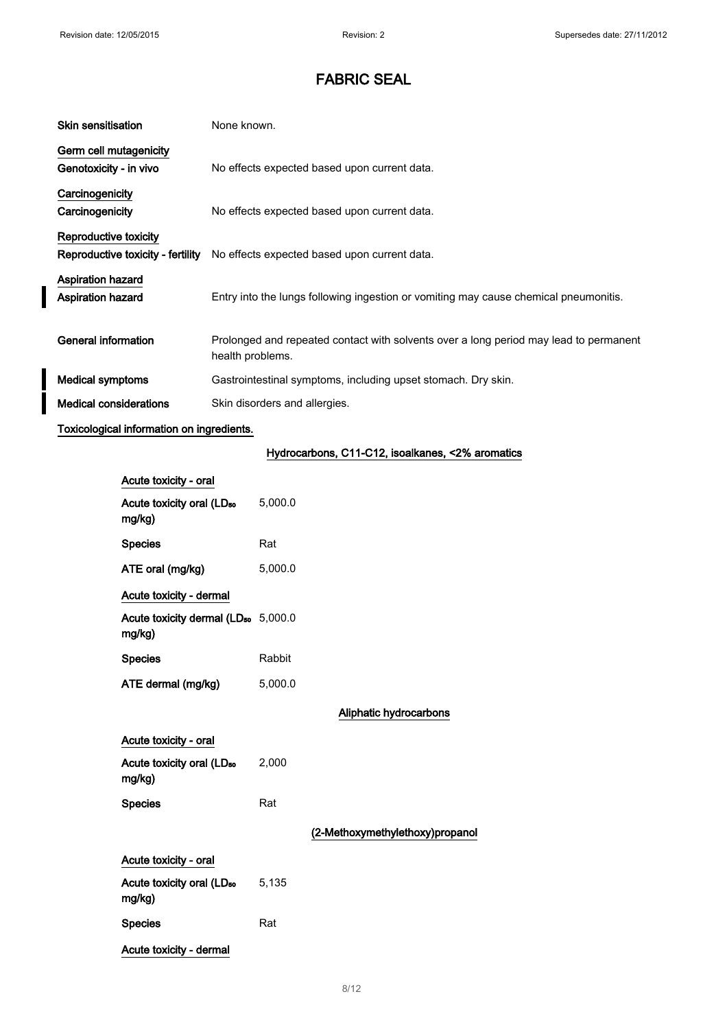| | |
|---|---|
| **Skin sensitisation** | None known. |
| **Germ cell mutagenicity** | |
| **Genotoxicity - in vivo** | No effects expected based upon current data. |
| **Carcinogenicity** | |
| **Carcinogenicity** | No effects expected based upon current data. |
| **Reproductive toxicity** | |
| **Reproductive toxicity - fertility** | No effects expected based upon current data. |
| **Aspiration hazard** | |
| **Aspiration hazard** | Entry into the lungs following ingestion or vomiting may cause chemical pneumonitis. |
| **General information** | Prolonged and repeated contact with solvents over a long period may lead to permanent health problems. |
| **Medical symptoms** | Gastrointestinal symptoms, including upset stomach. Dry skin. |
| **Medical considerations** | Skin disorders and allergies. |

**Toxicological information on ingredients.**

**Hydrocarbons, C11-C12, isoalkanes, <2% aromatics**

| | |
|---|---|
| **Acute toxicity - oral** | |
| **Acute toxicity oral ($LD_{50}$ mg/kg)** | 5,000.0 |
| **Species** | Rat |
| **ATE oral (mg/kg)** | 5,000.0 |
| **Acute toxicity - dermal** | |
| **Acute toxicity dermal ($LD_{50}$ mg/kg)** | 5,000.0 |
| **Species** | Rabbit |
| **ATE dermal (mg/kg)** | 5,000.0 |

**Aliphatic hydrocarbons**

| | |
|---|---|
| **Acute toxicity - oral** | |
| **Acute toxicity oral ($LD_{50}$ mg/kg)** | 2,000 |
| **Species** | Rat |

**(2-Methoxymethylethoxy)propanol**

| | |
|---|---|
| **Acute toxicity - oral** | |
| **Acute toxicity oral ($LD_{50}$ mg/kg)** | 5,135 |
| **Species** | Rat |
| **Acute toxicity - dermal** | |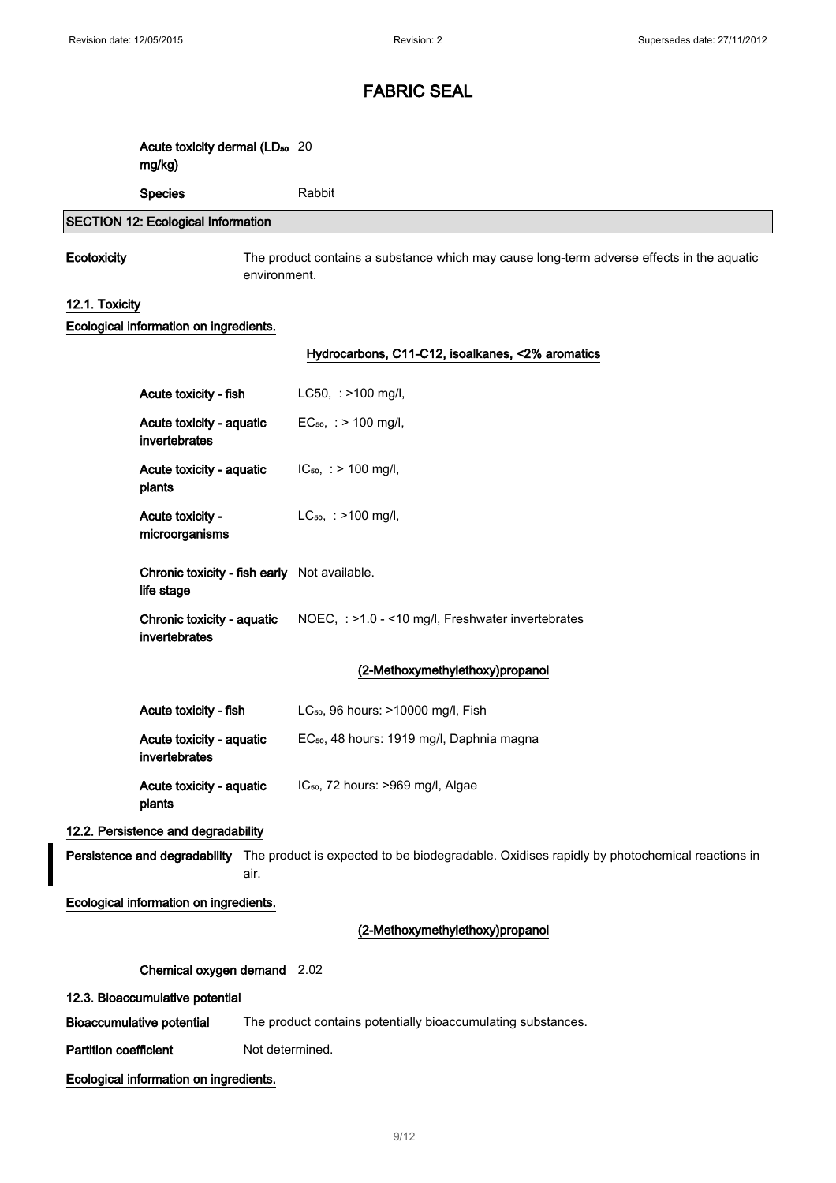# FABRIC SEAL

| | |
|---|---|
| **Acute toxicity dermal ($LD_{50}$ mg/kg)** | 20 |
| **Species** | Rabbit |

## SECTION 12: Ecological Information

**Ecotoxicity** The product contains a substance which may cause long-term adverse effects in the aquatic environment.

### 12.1. Toxicity

**Ecological information on ingredients.**

**Hydrocarbons, C11-C12, isoalkanes, <2% aromatics**

| | |
|---|---|
| **Acute toxicity - fish** | LC50, : >100 mg/l, |
| **Acute toxicity - aquatic invertebrates** | $EC_{50}$, : > 100 mg/l, |
| **Acute toxicity - aquatic plants** | $IC_{50}$, : > 100 mg/l, |
| **Acute toxicity - microorganisms** | $LC_{50}$, : >100 mg/l, |
| **Chronic toxicity - fish early life stage** | Not available. |
| **Chronic toxicity - aquatic invertebrates** | NOEC, : >1.0 - <10 mg/l, Freshwater invertebrates |

**(2-Methoxymethylethoxy)propanol**

| | |
|---|---|
| **Acute toxicity - fish** | $LC_{50}$, 96 hours: >10000 mg/l, Fish |
| **Acute toxicity - aquatic invertebrates** | $EC_{50}$, 48 hours: 1919 mg/l, Daphnia magna |
| **Acute toxicity - aquatic plants** | $IC_{50}$, 72 hours: >969 mg/l, Algae |

### 12.2. Persistence and degradability

**Persistence and degradability** The product is expected to be biodegradable. Oxidises rapidly by photochemical reactions in air.

**Ecological information on ingredients.**

**(2-Methoxymethylethoxy)propanol**

**Chemical oxygen demand** 2.02

### 12.3. Bioaccumulative potential

**Bioaccumulative potential** The product contains potentially bioaccumulating substances.

**Partition coefficient** Not determined.

**Ecological information on ingredients.**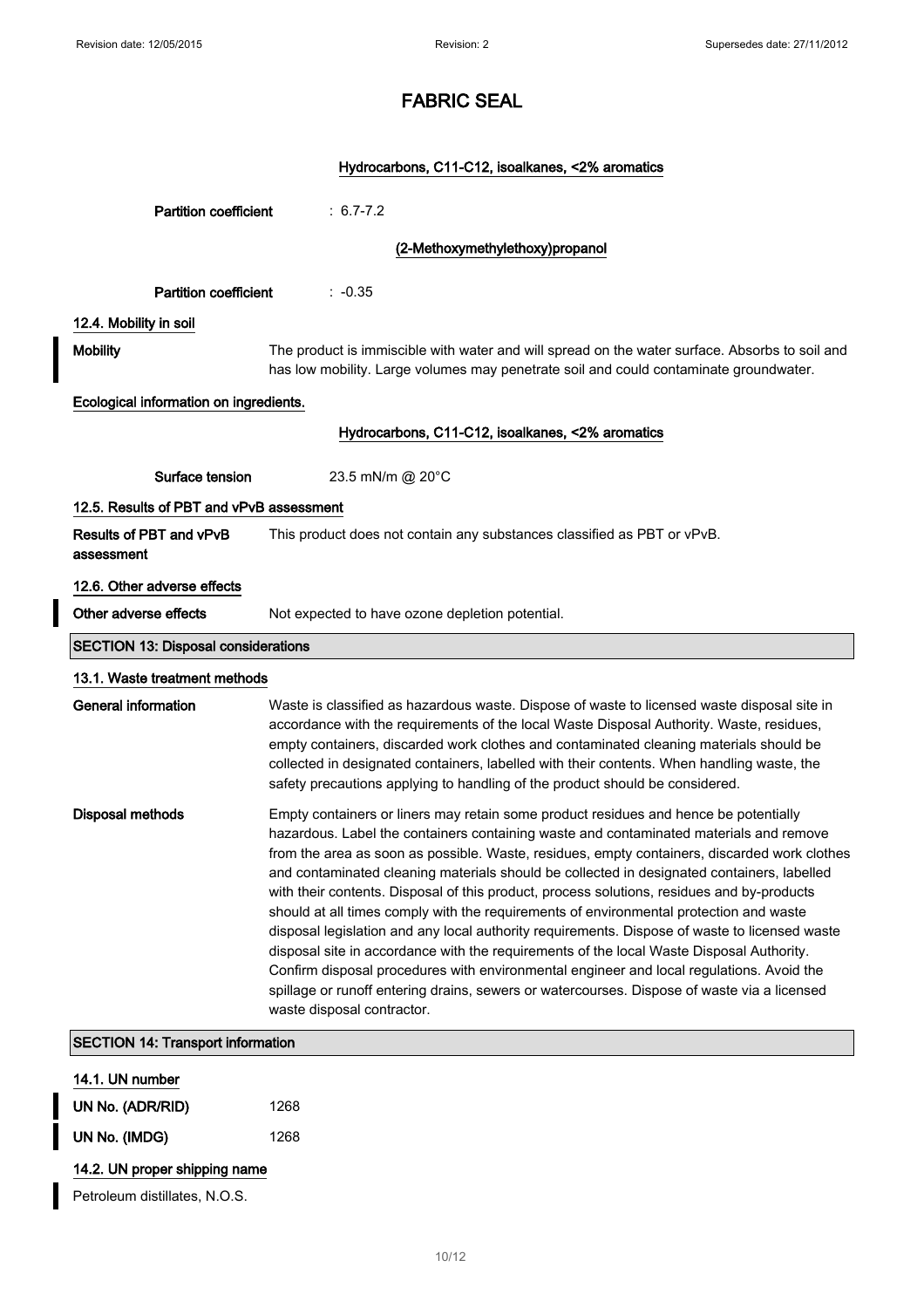**Hydrocarbons, C11-C12, isoalkanes, <2% aromatics**

**Partition coefficient** : 6.7-7.2

**(2-Methoxymethylethoxy)propanol**

**Partition coefficient** : -0.35

### 12.4. Mobility in soil

**Mobility** The product is immiscible with water and will spread on the water surface. Absorbs to soil and has low mobility. Large volumes may penetrate soil and could contaminate groundwater.

**Ecological information on ingredients.**

**Hydrocarbons, C11-C12, isoalkanes, <2% aromatics**

**Surface tension** 23.5 mN/m @ 20°C

### 12.5. Results of PBT and vPvB assessment

**Results of PBT and vPvB assessment** This product does not contain any substances classified as PBT or vPvB.

### 12.6. Other adverse effects

**Other adverse effects** Not expected to have ozone depletion potential.

## SECTION 13: Disposal considerations

### 13.1. Waste treatment methods

**General information** Waste is classified as hazardous waste. Dispose of waste to licensed waste disposal site in accordance with the requirements of the local Waste Disposal Authority. Waste, residues, empty containers, discarded work clothes and contaminated cleaning materials should be collected in designated containers, labelled with their contents. When handling waste, the safety precautions applying to handling of the product should be considered.

**Disposal methods** Empty containers or liners may retain some product residues and hence be potentially hazardous. Label the containers containing waste and contaminated materials and remove from the area as soon as possible. Waste, residues, empty containers, discarded work clothes and contaminated cleaning materials should be collected in designated containers, labelled with their contents. Disposal of this product, process solutions, residues and by-products should at all times comply with the requirements of environmental protection and waste disposal legislation and any local authority requirements. Dispose of waste to licensed waste disposal site in accordance with the requirements of the local Waste Disposal Authority. Confirm disposal procedures with environmental engineer and local regulations. Avoid the spillage or runoff entering drains, sewers or watercourses. Dispose of waste via a licensed waste disposal contractor.

## SECTION 14: Transport information

### 14.1. UN number

**UN No. (ADR/RID)** 1268

**UN No. (IMDG)** 1268

### 14.2. UN proper shipping name

Petroleum distillates, N.O.S.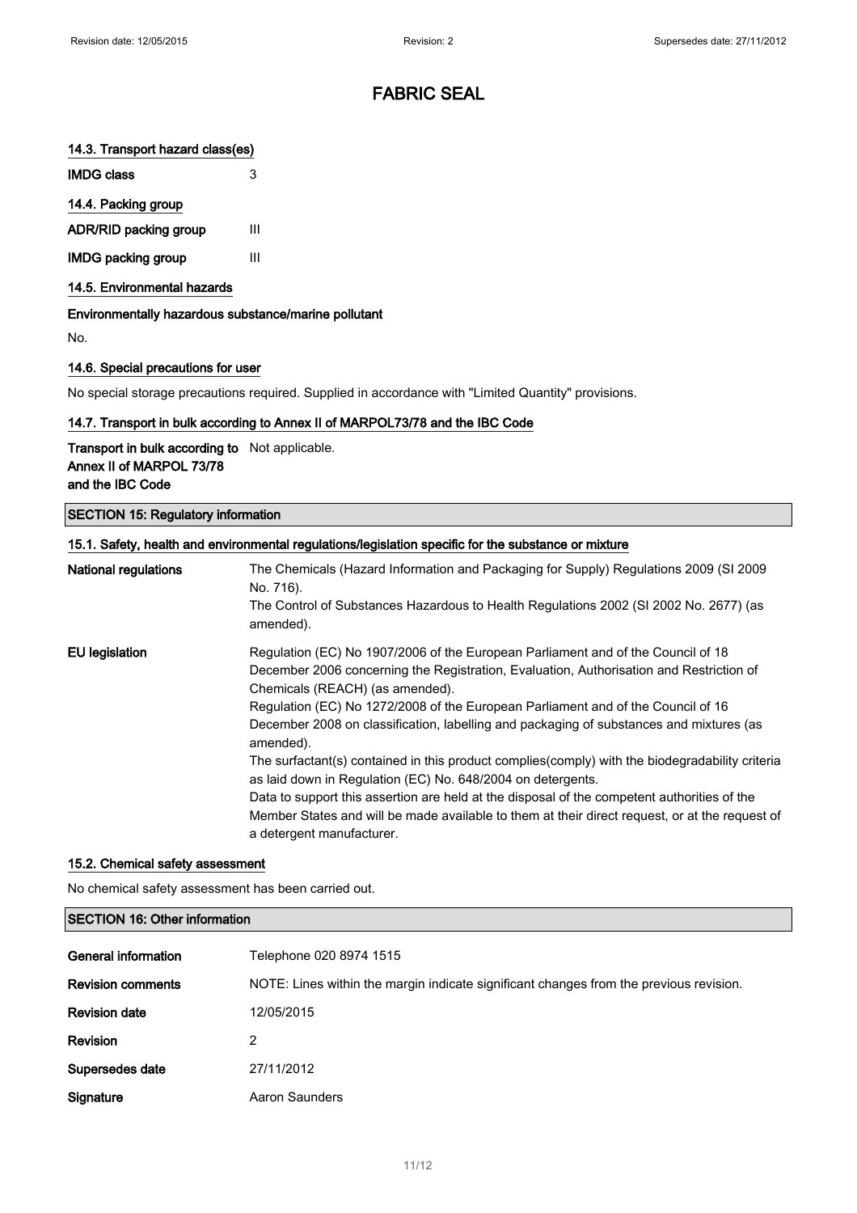# FABRIC SEAL

### 14.3. Transport hazard class(es)

| | |
|---|---|
| **IMDG class** | 3 |

### 14.4. Packing group

| | |
|---|---|
| **ADR/RID packing group** | III |
| **IMDG packing group** | III |

### 14.5. Environmental hazards

**Environmentally hazardous substance/marine pollutant**

No.

### 14.6. Special precautions for user

No special storage precautions required. Supplied in accordance with "Limited Quantity" provisions.

### 14.7. Transport in bulk according to Annex II of MARPOL73/78 and the IBC Code

| | |
|---|---|
| **Transport in bulk according to Annex II of MARPOL 73/78 and the IBC Code** | Not applicable. |

## SECTION 15: Regulatory information

### 15.1. Safety, health and environmental regulations/legislation specific for the substance or mixture

| | |
|---|---|
| **National regulations** | The Chemicals (Hazard Information and Packaging for Supply) Regulations 2009 (SI 2009 No. 716).<br>The Control of Substances Hazardous to Health Regulations 2002 (SI 2002 No. 2677) (as amended). |
| **EU legislation** | Regulation (EC) No 1907/2006 of the European Parliament and of the Council of 18 December 2006 concerning the Registration, Evaluation, Authorisation and Restriction of Chemicals (REACH) (as amended).<br>Regulation (EC) No 1272/2008 of the European Parliament and of the Council of 16 December 2008 on classification, labelling and packaging of substances and mixtures (as amended).<br>The surfactant(s) contained in this product complies(comply) with the biodegradability criteria as laid down in Regulation (EC) No. 648/2004 on detergents.<br>Data to support this assertion are held at the disposal of the competent authorities of the Member States and will be made available to them at their direct request, or at the request of a detergent manufacturer. |

### 15.2. Chemical safety assessment

No chemical safety assessment has been carried out.

## SECTION 16: Other information

| | |
|---|---|
| **General information** | Telephone 020 8974 1515 |
| **Revision comments** | NOTE: Lines within the margin indicate significant changes from the previous revision. |
| **Revision date** | 12/05/2015 |
| **Revision** | 2 |
| **Supersedes date** | 27/11/2012 |
| **Signature** | Aaron Saunders |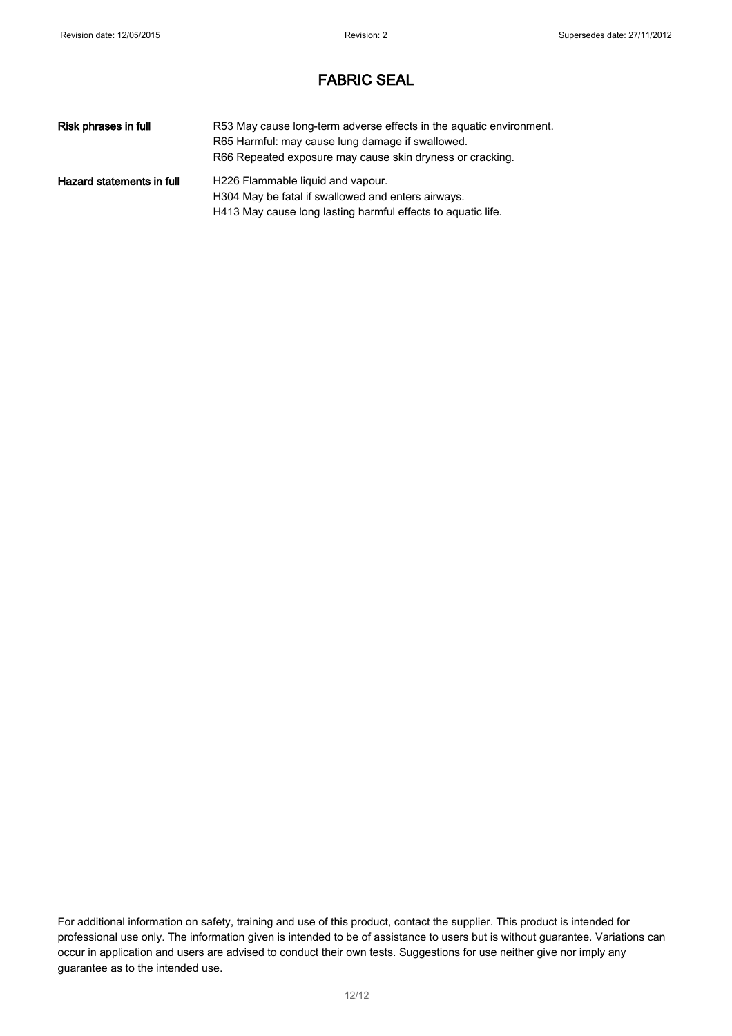# FABRIC SEAL

| | |
|---|---|
| **Risk phrases in full** | R53 May cause long-term adverse effects in the aquatic environment.<br>R65 Harmful: may cause lung damage if swallowed.<br>R66 Repeated exposure may cause skin dryness or cracking. |
| **Hazard statements in full** | H226 Flammable liquid and vapour.<br>H304 May be fatal if swallowed and enters airways.<br>H413 May cause long lasting harmful effects to aquatic life. |

For additional information on safety, training and use of this product, contact the supplier. This product is intended for professional use only. The information given is intended to be of assistance to users but is without guarantee. Variations can occur in application and users are advised to conduct their own tests. Suggestions for use neither give nor imply any guarantee as to the intended use.